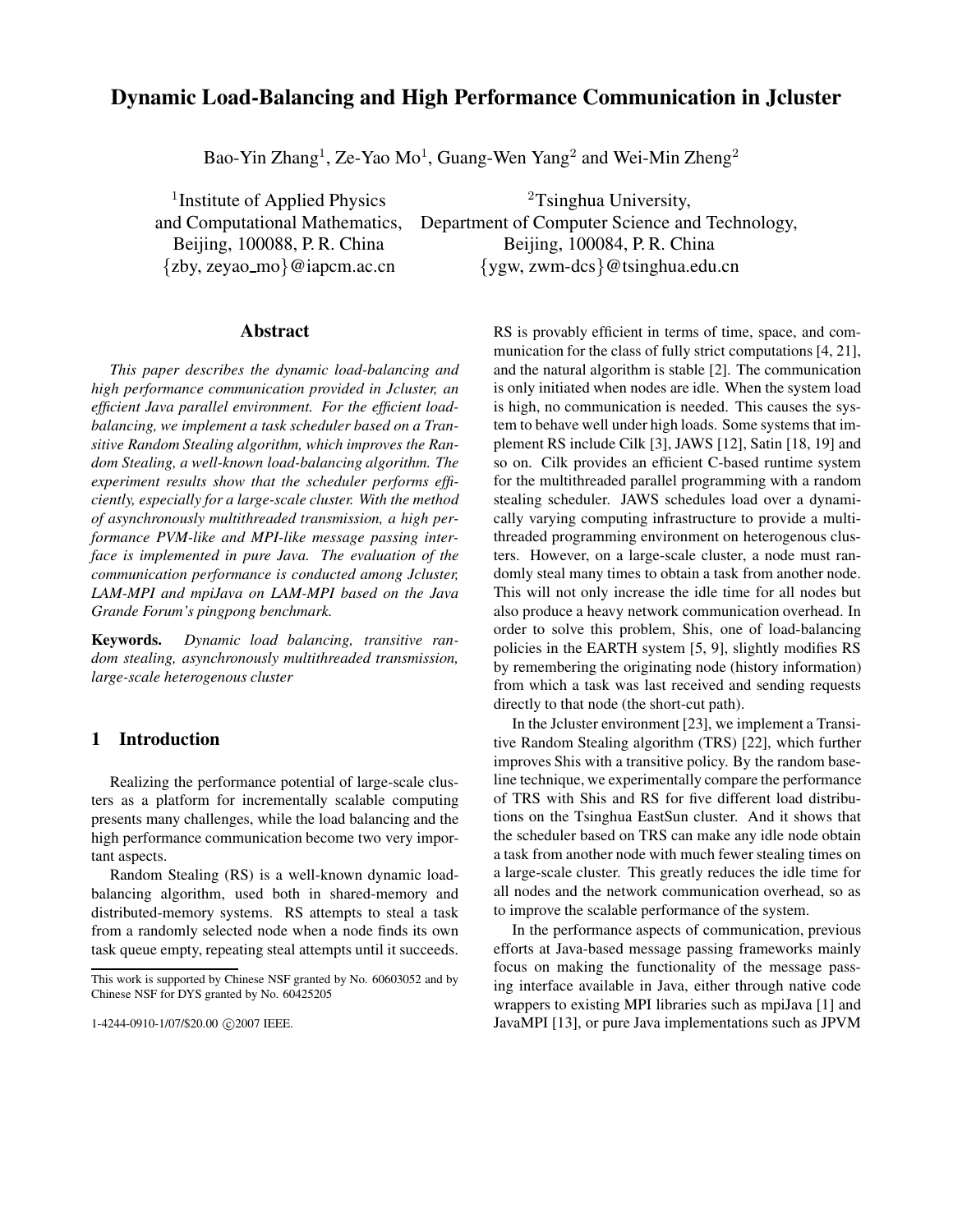# Dynamic Load-Balancing and High Performance Communication in Jcluster

Bao-Yin Zhang[1], Ze-Yao Mo[1], Guang-Wen Yang[2] and Wei-Min Zheng[2]

[1]Institute of Applied Physics and Computational Mathematics, Beijing, 100088, P. R. China {zby, zeyao_mo}@iapcm.ac.cn

[2]Tsinghua University, Department of Computer Science and Technology, Beijing, 100084, P. R. China {ygw, zwm-dcs}@tsinghua.edu.cn

## Abstract

*This paper describes the dynamic load-balancing and high performance communication provided in Jcluster, an efficient Java parallel environment. For the efficient load-balancing, we implement a task scheduler based on a Transitive Random Stealing algorithm, which improves the Random Stealing, a well-known load-balancing algorithm. The experiment results show that the scheduler performs efficiently, especially for a large-scale cluster. With the method of asynchronously multithreaded transmission, a high performance PVM-like and MPI-like message passing interface is implemented in pure Java. The evaluation of the communication performance is conducted among Jcluster, LAM-MPI and mpiJava on LAM-MPI based on the Java Grande Forum's pingpong benchmark.*

**Keywords.** *Dynamic load balancing, transitive random stealing, asynchronously multithreaded transmission, large-scale heterogenous cluster*

## 1 Introduction

Realizing the performance potential of large-scale clusters as a platform for incrementally scalable computing presents many challenges, while the load balancing and the high performance communication become two very important aspects.

Random Stealing (RS) is a well-known dynamic load-balancing algorithm, used both in shared-memory and distributed-memory systems. RS attempts to steal a task from a randomly selected node when a node finds its own task queue empty, repeating steal attempts until it succeeds. RS is provably efficient in terms of time, space, and communication for the class of fully strict computations [4, 21], and the natural algorithm is stable [2]. The communication is only initiated when nodes are idle. When the system load is high, no communication is needed. This causes the system to behave well under high loads. Some systems that implement RS include Cilk [3], JAWS [12], Satin [18, 19] and so on. Cilk provides an efficient C-based runtime system for the multithreaded parallel programming with a random stealing scheduler. JAWS schedules load over a dynamically varying computing infrastructure to provide a multithreaded programming environment on heterogenous clusters. However, on a large-scale cluster, a node must randomly steal many times to obtain a task from another node. This will not only increase the idle time for all nodes but also produce a heavy network communication overhead. In order to solve this problem, Shis, one of load-balancing policies in the EARTH system [5, 9], slightly modifies RS by remembering the originating node (history information) from which a task was last received and sending requests directly to that node (the short-cut path).

In the Jcluster environment [23], we implement a Transitive Random Stealing algorithm (TRS) [22], which further improves Shis with a transitive policy. By the random baseline technique, we experimentally compare the performance of TRS with Shis and RS for five different load distributions on the Tsinghua EastSun cluster. And it shows that the scheduler based on TRS can make any idle node obtain a task from another node with much fewer stealing times on a large-scale cluster. This greatly reduces the idle time for all nodes and the network communication overhead, so as to improve the scalable performance of the system.

In the performance aspects of communication, previous efforts at Java-based message passing frameworks mainly focus on making the functionality of the message passing interface available in Java, either through native code wrappers to existing MPI libraries such as mpiJava [1] and JavaMPI [13], or pure Java implementations such as JPVM

This work is supported by Chinese NSF granted by No. 60603052 and by Chinese NSF for DYS granted by No. 60425205

1-4244-0910-1/07/$20.00 ©2007 IEEE.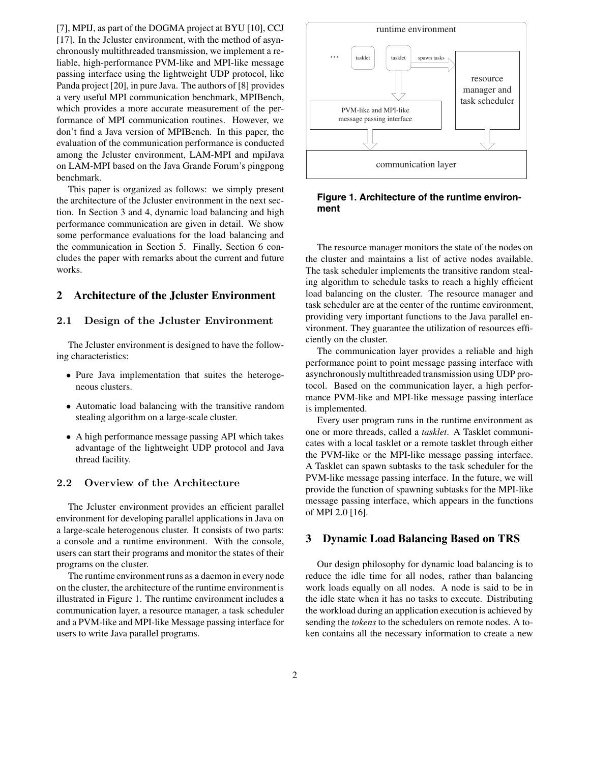[7], MPIJ, as part of the DOGMA project at BYU [10], CCJ [17]. In the Jcluster environment, with the method of asynchronously multithreaded transmission, we implement a reliable, high-performance PVM-like and MPI-like message passing interface using the lightweight UDP protocol, like Panda project [20], in pure Java. The authors of [8] provides a very useful MPI communication benchmark, MPIBench, which provides a more accurate measurement of the performance of MPI communication routines. However, we don't find a Java version of MPIBench. In this paper, the evaluation of the communication performance is conducted among the Jcluster environment, LAM-MPI and mpiJava on LAM-MPI based on the Java Grande Forum's pingpong benchmark.

This paper is organized as follows: we simply present the architecture of the Jcluster environment in the next section. In Section 3 and 4, dynamic load balancing and high performance communication are given in detail. We show some performance evaluations for the load balancing and the communication in Section 5. Finally, Section 6 concludes the paper with remarks about the current and future works.

## 2 Architecture of the Jcluster Environment

### 2.1 Design of the Jcluster Environment

The Jcluster environment is designed to have the following characteristics:

- Pure Java implementation that suites the heterogeneous clusters.
- Automatic load balancing with the transitive random stealing algorithm on a large-scale cluster.
- A high performance message passing API which takes advantage of the lightweight UDP protocol and Java thread facility.

### 2.2 Overview of the Architecture

The Jcluster environment provides an efficient parallel environment for developing parallel applications in Java on a large-scale heterogenous cluster. It consists of two parts: a console and a runtime environment. With the console, users can start their programs and monitor the states of their programs on the cluster.

The runtime environment runs as a daemon in every node on the cluster, the architecture of the runtime environment is illustrated in Figure 1. The runtime environment includes a communication layer, a resource manager, a task scheduler and a PVM-like and MPI-like Message passing interface for users to write Java parallel programs.

runtime environment

... tasklet tasklet spawn tasks

resource manager and task scheduler

PVM-like and MPI-like message passing interface

communication layer

**Figure 1. Architecture of the runtime environment**

The resource manager monitors the state of the nodes on the cluster and maintains a list of active nodes available. The task scheduler implements the transitive random stealing algorithm to schedule tasks to reach a highly efficient load balancing on the cluster. The resource manager and task scheduler are at the center of the runtime environment, providing very important functions to the Java parallel environment. They guarantee the utilization of resources efficiently on the cluster.

The communication layer provides a reliable and high performance point to point message passing interface with asynchronously multithreaded transmission using UDP protocol. Based on the communication layer, a high performance PVM-like and MPI-like message passing interface is implemented.

Every user program runs in the runtime environment as one or more threads, called a *tasklet*. A Tasklet communicates with a local tasklet or a remote tasklet through either the PVM-like or the MPI-like message passing interface. A Tasklet can spawn subtasks to the task scheduler for the PVM-like message passing interface. In the future, we will provide the function of spawning subtasks for the MPI-like message passing interface, which appears in the functions of MPI 2.0 [16].

## 3 Dynamic Load Balancing Based on TRS

Our design philosophy for dynamic load balancing is to reduce the idle time for all nodes, rather than balancing work loads equally on all nodes. A node is said to be in the idle state when it has no tasks to execute. Distributing the workload during an application execution is achieved by sending the *tokens* to the schedulers on remote nodes. A token contains all the necessary information to create a new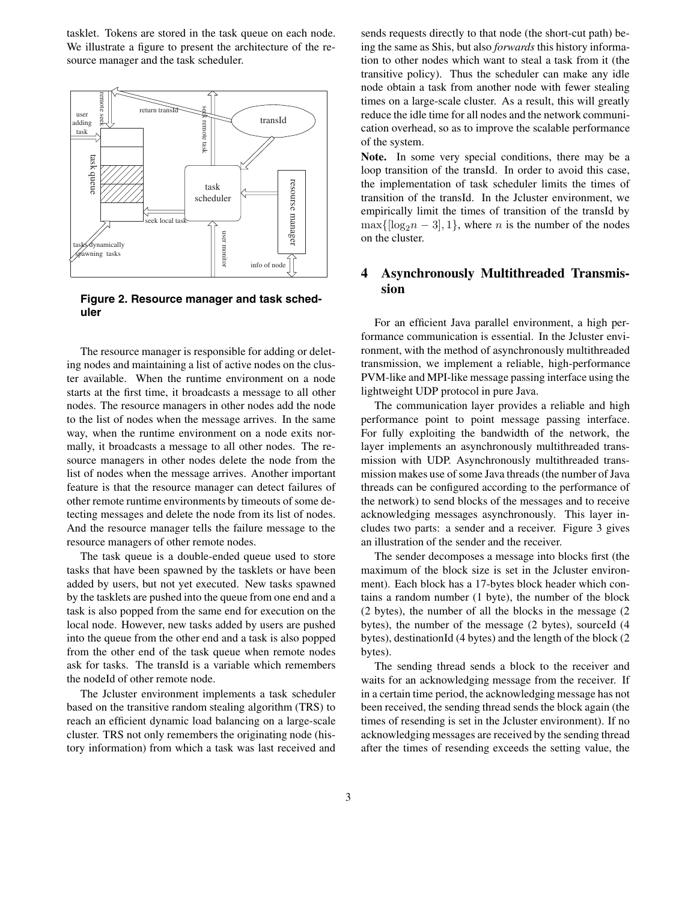tasklet. Tokens are stored in the task queue on each node. We illustrate a figure to present the architecture of the resource manager and the task scheduler.

**Figure 2. Resource manager and task scheduler**

The resource manager is responsible for adding or deleting nodes and maintaining a list of active nodes on the cluster available. When the runtime environment on a node starts at the first time, it broadcasts a message to all other nodes. The resource managers in other nodes add the node to the list of nodes when the message arrives. In the same way, when the runtime environment on a node exits normally, it broadcasts a message to all other nodes. The resource managers in other nodes delete the node from the list of nodes when the message arrives. Another important feature is that the resource manager can detect failures of other remote runtime environments by timeouts of some detecting messages and delete the node from its list of nodes. And the resource manager tells the failure message to the resource managers of other remote nodes.

The task queue is a double-ended queue used to store tasks that have been spawned by the tasklets or have been added by users, but not yet executed. New tasks spawned by the tasklets are pushed into the queue from one end and a task is also popped from the same end for execution on the local node. However, new tasks added by users are pushed into the queue from the other end and a task is also popped from the other end of the task queue when remote nodes ask for tasks. The transId is a variable which remembers the nodeId of other remote node.

The Jcluster environment implements a task scheduler based on the transitive random stealing algorithm (TRS) to reach an efficient dynamic load balancing on a large-scale cluster. TRS not only remembers the originating node (history information) from which a task was last received and sends requests directly to that node (the short-cut path) being the same as Shis, but also *forwards* this history information to other nodes which want to steal a task from it (the transitive policy). Thus the scheduler can make any idle node obtain a task from another node with fewer stealing times on a large-scale cluster. As a result, this will greatly reduce the idle time for all nodes and the network communication overhead, so as to improve the scalable performance of the system.

**Note.** In some very special conditions, there may be a loop transition of the transId. In order to avoid this case, the implementation of task scheduler limits the times of transition of the transId. In the Jcluster environment, we empirically limit the times of transition of the transId by $\max\{[\log_2 n - 3], 1\}$, where $n$ is the number of the nodes on the cluster.

## 4 Asynchronously Multithreaded Transmission

For an efficient Java parallel environment, a high performance communication is essential. In the Jcluster environment, with the method of asynchronously multithreaded transmission, we implement a reliable, high-performance PVM-like and MPI-like message passing interface using the lightweight UDP protocol in pure Java.

The communication layer provides a reliable and high performance point to point message passing interface. For fully exploiting the bandwidth of the network, the layer implements an asynchronously multithreaded transmission with UDP. Asynchronously multithreaded transmission makes use of some Java threads (the number of Java threads can be configured according to the performance of the network) to send blocks of the messages and to receive acknowledging messages asynchronously. This layer includes two parts: a sender and a receiver. Figure 3 gives an illustration of the sender and the receiver.

The sender decomposes a message into blocks first (the maximum of the block size is set in the Jcluster environment). Each block has a 17-bytes block header which contains a random number (1 byte), the number of the block (2 bytes), the number of all the blocks in the message (2 bytes), the number of the message (2 bytes), sourceId (4 bytes), destinationId (4 bytes) and the length of the block (2 bytes).

The sending thread sends a block to the receiver and waits for an acknowledging message from the receiver. If in a certain time period, the acknowledging message has not been received, the sending thread sends the block again (the times of resending is set in the Jcluster environment). If no acknowledging messages are received by the sending thread after the times of resending exceeds the setting value, the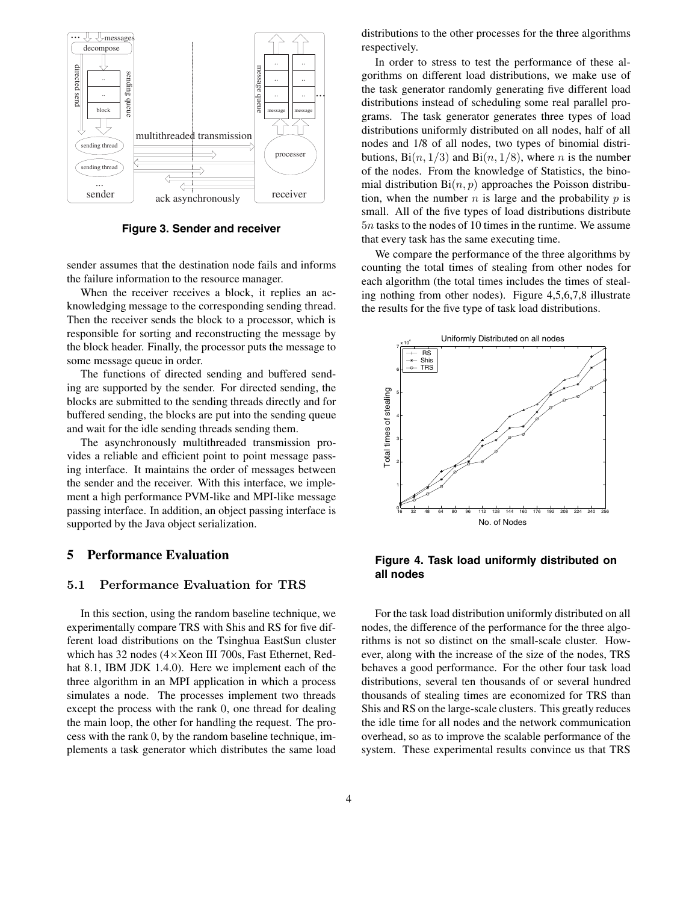**Figure 3. Sender and receiver**

sender assumes that the destination node fails and informs the failure information to the resource manager.

When the receiver receives a block, it replies an acknowledging message to the corresponding sending thread. Then the receiver sends the block to a processor, which is responsible for sorting and reconstructing the message by the block header. Finally, the processor puts the message to some message queue in order.

The functions of directed sending and buffered sending are supported by the sender. For directed sending, the blocks are submitted to the sending threads directly and for buffered sending, the blocks are put into the sending queue and wait for the idle sending threads sending them.

The asynchronously multithreaded transmission provides a reliable and efficient point to point message passing interface. It maintains the order of messages between the sender and the receiver. With this interface, we implement a high performance PVM-like and MPI-like message passing interface. In addition, an object passing interface is supported by the Java object serialization.

## 5 Performance Evaluation

### 5.1 Performance Evaluation for TRS

In this section, using the random baseline technique, we experimentally compare TRS with Shis and RS for five different load distributions on the Tsinghua EastSun cluster which has 32 nodes ($4\times$Xeon III 700s, Fast Ethernet, Redhat 8.1, IBM JDK 1.4.0). Here we implement each of the three algorithm in an MPI application in which a process simulates a node. The processes implement two threads except the process with the rank 0, one thread for dealing the main loop, the other for handling the request. The process with the rank 0, by the random baseline technique, implements a task generator which distributes the same load distributions to the other processes for the three algorithms respectively.

In order to stress to test the performance of these algorithms on different load distributions, we make use of the task generator randomly generating five different load distributions instead of scheduling some real parallel programs. The task generator generates three types of load distributions uniformly distributed on all nodes, half of all nodes and 1/8 of all nodes, two types of binomial distributions, $\mathrm{Bi}(n, 1/3)$ and $\mathrm{Bi}(n, 1/8)$, where $n$ is the number of the nodes. From the knowledge of Statistics, the binomial distribution $\mathrm{Bi}(n, p)$ approaches the Poisson distribution, when the number $n$ is large and the probability $p$ is small. All of the five types of load distributions distribute $5n$ tasks to the nodes of 10 times in the runtime. We assume that every task has the same executing time.

We compare the performance of the three algorithms by counting the total times of stealing from other nodes for each algorithm (the total times includes the times of stealing nothing from other nodes). Figure 4,5,6,7,8 illustrate the results for the five type of task load distributions.

**Figure 4. Task load uniformly distributed on all nodes**

For the task load distribution uniformly distributed on all nodes, the difference of the performance for the three algorithms is not so distinct on the small-scale cluster. However, along with the increase of the size of the nodes, TRS behaves a good performance. For the other four task load distributions, several ten thousands of or several hundred thousands of stealing times are economized for TRS than Shis and RS on the large-scale clusters. This greatly reduces the idle time for all nodes and the network communication overhead, so as to improve the scalable performance of the system. These experimental results convince us that TRS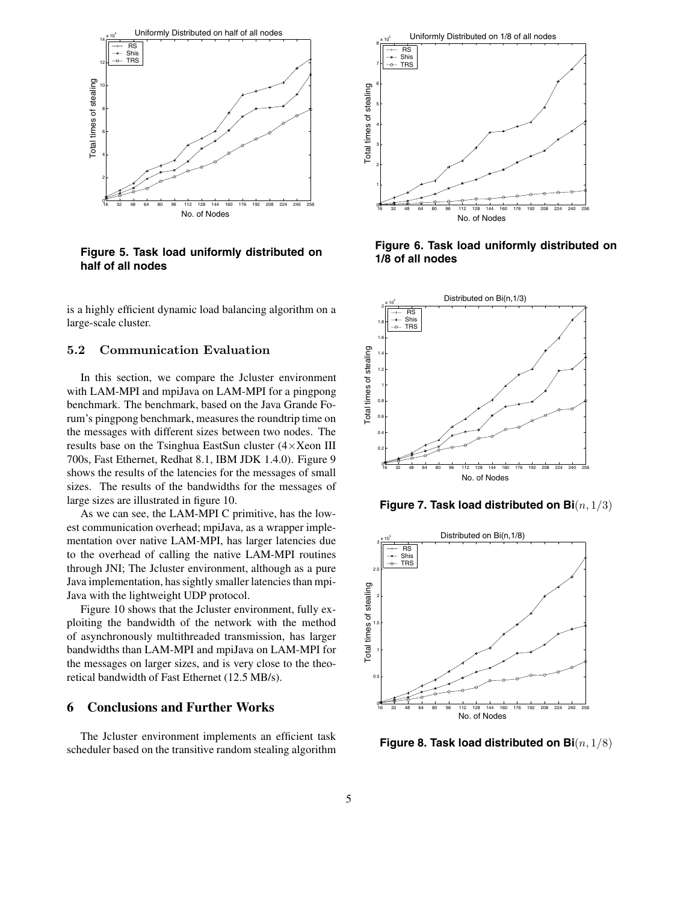Figure 5. Task load uniformly distributed on half of all nodes

Figure 6. Task load uniformly distributed on 1/8 of all nodes

is a highly efficient dynamic load balancing algorithm on a large-scale cluster.

### 5.2 Communication Evaluation

In this section, we compare the Jcluster environment with LAM-MPI and mpiJava on LAM-MPI for a pingpong benchmark. The benchmark, based on the Java Grande Forum's pingpong benchmark, measures the roundtrip time on the messages with different sizes between two nodes. The results base on the Tsinghua EastSun cluster (4×Xeon III 700s, Fast Ethernet, Redhat 8.1, IBM JDK 1.4.0). Figure 9 shows the results of the latencies for the messages of small sizes. The results of the bandwidths for the messages of large sizes are illustrated in figure 10.

As we can see, the LAM-MPI C primitive, has the lowest communication overhead; mpiJava, as a wrapper implementation over native LAM-MPI, has larger latencies due to the overhead of calling the native LAM-MPI routines through JNI; The Jcluster environment, although as a pure Java implementation, has sightly smaller latencies than mpiJava with the lightweight UDP protocol.

Figure 10 shows that the Jcluster environment, fully exploiting the bandwidth of the network with the method of asynchronously multithreaded transmission, has larger bandwidths than LAM-MPI and mpiJava on LAM-MPI for the messages on larger sizes, and is very close to the theoretical bandwidth of Fast Ethernet (12.5 MB/s).

## 6 Conclusions and Further Works

The Jcluster environment implements an efficient task scheduler based on the transitive random stealing algorithm

Figure 7. Task load distributed on Bi$(n, 1/3)$

Figure 8. Task load distributed on Bi$(n, 1/8)$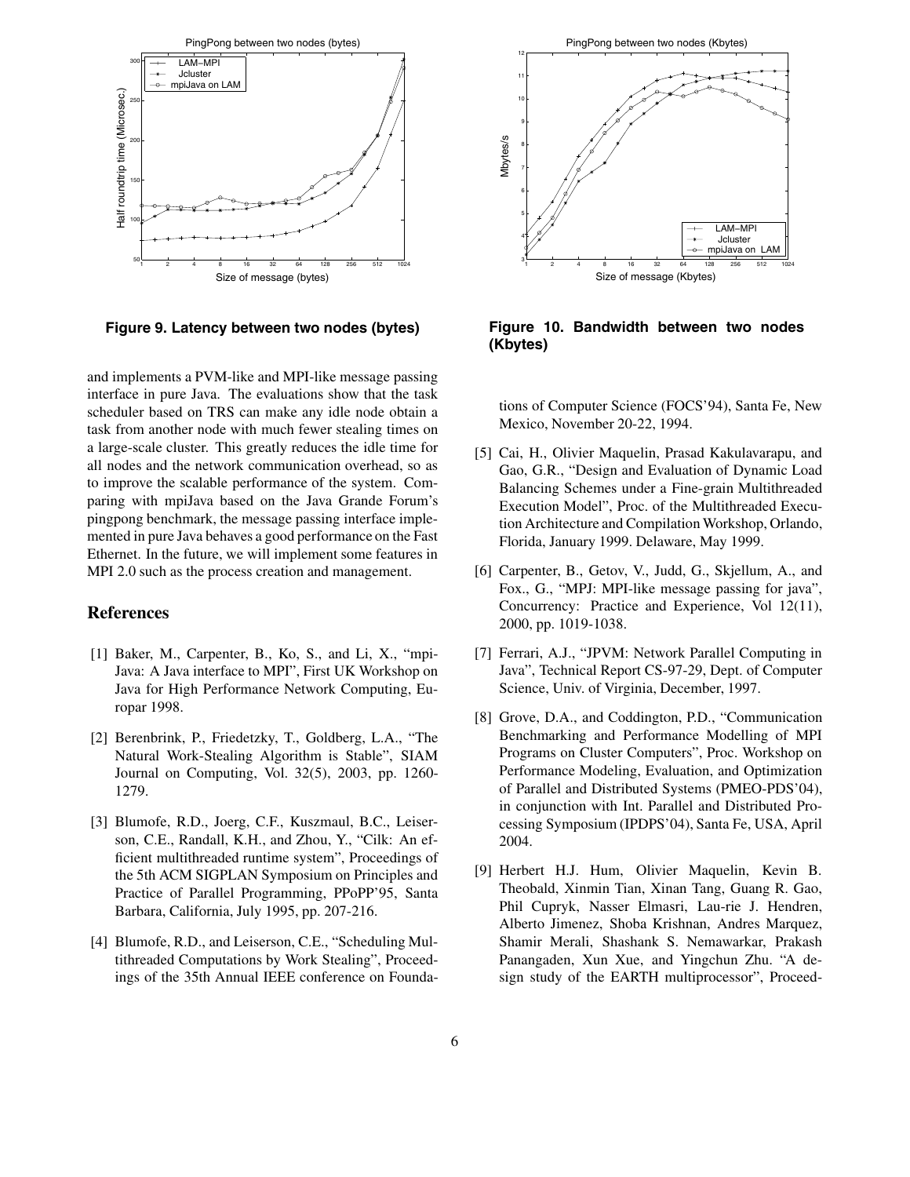Figure 9. Latency between two nodes (bytes)

Figure 10. Bandwidth between two nodes (Kbytes)

and implements a PVM-like and MPI-like message passing interface in pure Java. The evaluations show that the task scheduler based on TRS can make any idle node obtain a task from another node with much fewer stealing times on a large-scale cluster. This greatly reduces the idle time for all nodes and the network communication overhead, so as to improve the scalable performance of the system. Comparing with mpiJava based on the Java Grande Forum's pingpong benchmark, the message passing interface implemented in pure Java behaves a good performance on the Fast Ethernet. In the future, we will implement some features in MPI 2.0 such as the process creation and management.

## References

[1] Baker, M., Carpenter, B., Ko, S., and Li, X., "mpiJava: A Java interface to MPI", First UK Workshop on Java for High Performance Network Computing, Europar 1998.

[2] Berenbrink, P., Friedetzky, T., Goldberg, L.A., "The Natural Work-Stealing Algorithm is Stable", SIAM Journal on Computing, Vol. 32(5), 2003, pp. 1260-1279.

[3] Blumofe, R.D., Joerg, C.F., Kuszmaul, B.C., Leiserson, C.E., Randall, K.H., and Zhou, Y., "Cilk: An efficient multithreaded runtime system", Proceedings of the 5th ACM SIGPLAN Symposium on Principles and Practice of Parallel Programming, PPoPP'95, Santa Barbara, California, July 1995, pp. 207-216.

[4] Blumofe, R.D., and Leiserson, C.E., "Scheduling Multithreaded Computations by Work Stealing", Proceedings of the 35th Annual IEEE conference on Foundations of Computer Science (FOCS'94), Santa Fe, New Mexico, November 20-22, 1994.

[5] Cai, H., Olivier Maquelin, Prasad Kakulavarapu, and Gao, G.R., "Design and Evaluation of Dynamic Load Balancing Schemes under a Fine-grain Multithreaded Execution Model", Proc. of the Multithreaded Execution Architecture and Compilation Workshop, Orlando, Florida, January 1999. Delaware, May 1999.

[6] Carpenter, B., Getov, V., Judd, G., Skjellum, A., and Fox., G., "MPJ: MPI-like message passing for java", Concurrency: Practice and Experience, Vol 12(11), 2000, pp. 1019-1038.

[7] Ferrari, A.J., "JPVM: Network Parallel Computing in Java", Technical Report CS-97-29, Dept. of Computer Science, Univ. of Virginia, December, 1997.

[8] Grove, D.A., and Coddington, P.D., "Communication Benchmarking and Performance Modelling of MPI Programs on Cluster Computers", Proc. Workshop on Performance Modeling, Evaluation, and Optimization of Parallel and Distributed Systems (PMEO-PDS'04), in conjunction with Int. Parallel and Distributed Processing Symposium (IPDPS'04), Santa Fe, USA, April 2004.

[9] Herbert H.J. Hum, Olivier Maquelin, Kevin B. Theobald, Xinmin Tian, Xinan Tang, Guang R. Gao, Phil Cupryk, Nasser Elmasri, Lau-rie J. Hendren, Alberto Jimenez, Shoba Krishnan, Andres Marquez, Shamir Merali, Shashank S. Nemawarkar, Prakash Panangaden, Xun Xue, and Yingchun Zhu. "A design study of the EARTH multiprocessor", Proceed-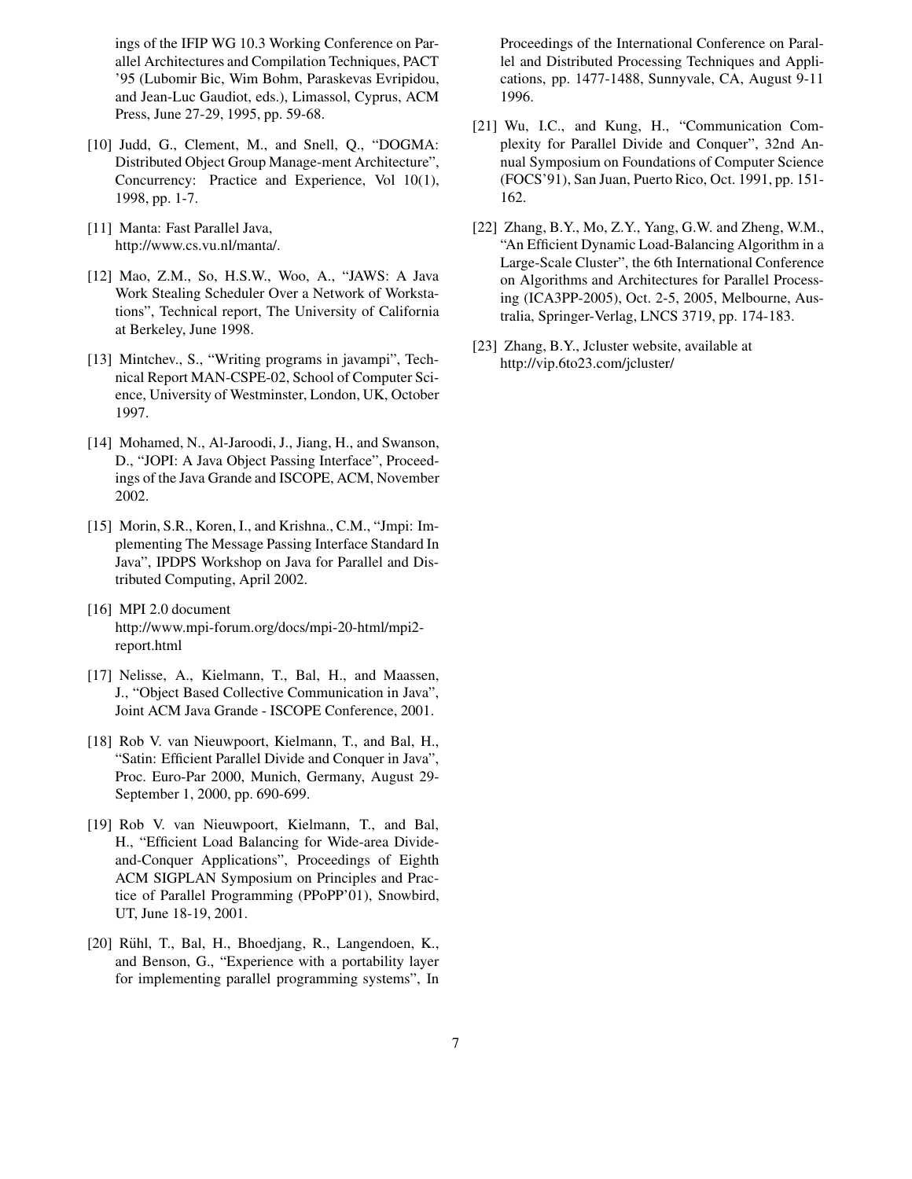ings of the IFIP WG 10.3 Working Conference on Parallel Architectures and Compilation Techniques, PACT '95 (Lubomir Bic, Wim Bohm, Paraskevas Evripidou, and Jean-Luc Gaudiot, eds.), Limassol, Cyprus, ACM Press, June 27-29, 1995, pp. 59-68.

[10] Judd, G., Clement, M., and Snell, Q., "DOGMA: Distributed Object Group Manage-ment Architecture", Concurrency: Practice and Experience, Vol 10(1), 1998, pp. 1-7.

[11] Manta: Fast Parallel Java, http://www.cs.vu.nl/manta/.

[12] Mao, Z.M., So, H.S.W., Woo, A., "JAWS: A Java Work Stealing Scheduler Over a Network of Workstations", Technical report, The University of California at Berkeley, June 1998.

[13] Mintchev., S., "Writing programs in javampi", Technical Report MAN-CSPE-02, School of Computer Science, University of Westminster, London, UK, October 1997.

[14] Mohamed, N., Al-Jaroodi, J., Jiang, H., and Swanson, D., "JOPI: A Java Object Passing Interface", Proceedings of the Java Grande and ISCOPE, ACM, November 2002.

[15] Morin, S.R., Koren, I., and Krishna., C.M., "Jmpi: Implementing The Message Passing Interface Standard In Java", IPDPS Workshop on Java for Parallel and Distributed Computing, April 2002.

[16] MPI 2.0 document http://www.mpi-forum.org/docs/mpi-20-html/mpi2-report.html

[17] Nelisse, A., Kielmann, T., Bal, H., and Maassen, J., "Object Based Collective Communication in Java", Joint ACM Java Grande - ISCOPE Conference, 2001.

[18] Rob V. van Nieuwpoort, Kielmann, T., and Bal, H., "Satin: Efficient Parallel Divide and Conquer in Java", Proc. Euro-Par 2000, Munich, Germany, August 29-September 1, 2000, pp. 690-699.

[19] Rob V. van Nieuwpoort, Kielmann, T., and Bal, H., "Efficient Load Balancing for Wide-area Divide-and-Conquer Applications", Proceedings of Eighth ACM SIGPLAN Symposium on Principles and Practice of Parallel Programming (PPoPP'01), Snowbird, UT, June 18-19, 2001.

[20] Rühl, T., Bal, H., Bhoedjang, R., Langendoen, K., and Benson, G., "Experience with a portability layer for implementing parallel programming systems", In Proceedings of the International Conference on Parallel and Distributed Processing Techniques and Applications, pp. 1477-1488, Sunnyvale, CA, August 9-11 1996.

[21] Wu, I.C., and Kung, H., "Communication Complexity for Parallel Divide and Conquer", 32nd Annual Symposium on Foundations of Computer Science (FOCS'91), San Juan, Puerto Rico, Oct. 1991, pp. 151-162.

[22] Zhang, B.Y., Mo, Z.Y., Yang, G.W. and Zheng, W.M., "An Efficient Dynamic Load-Balancing Algorithm in a Large-Scale Cluster", the 6th International Conference on Algorithms and Architectures for Parallel Processing (ICA3PP-2005), Oct. 2-5, 2005, Melbourne, Australia, Springer-Verlag, LNCS 3719, pp. 174-183.

[23] Zhang, B.Y., Jcluster website, available at http://vip.6to23.com/jcluster/